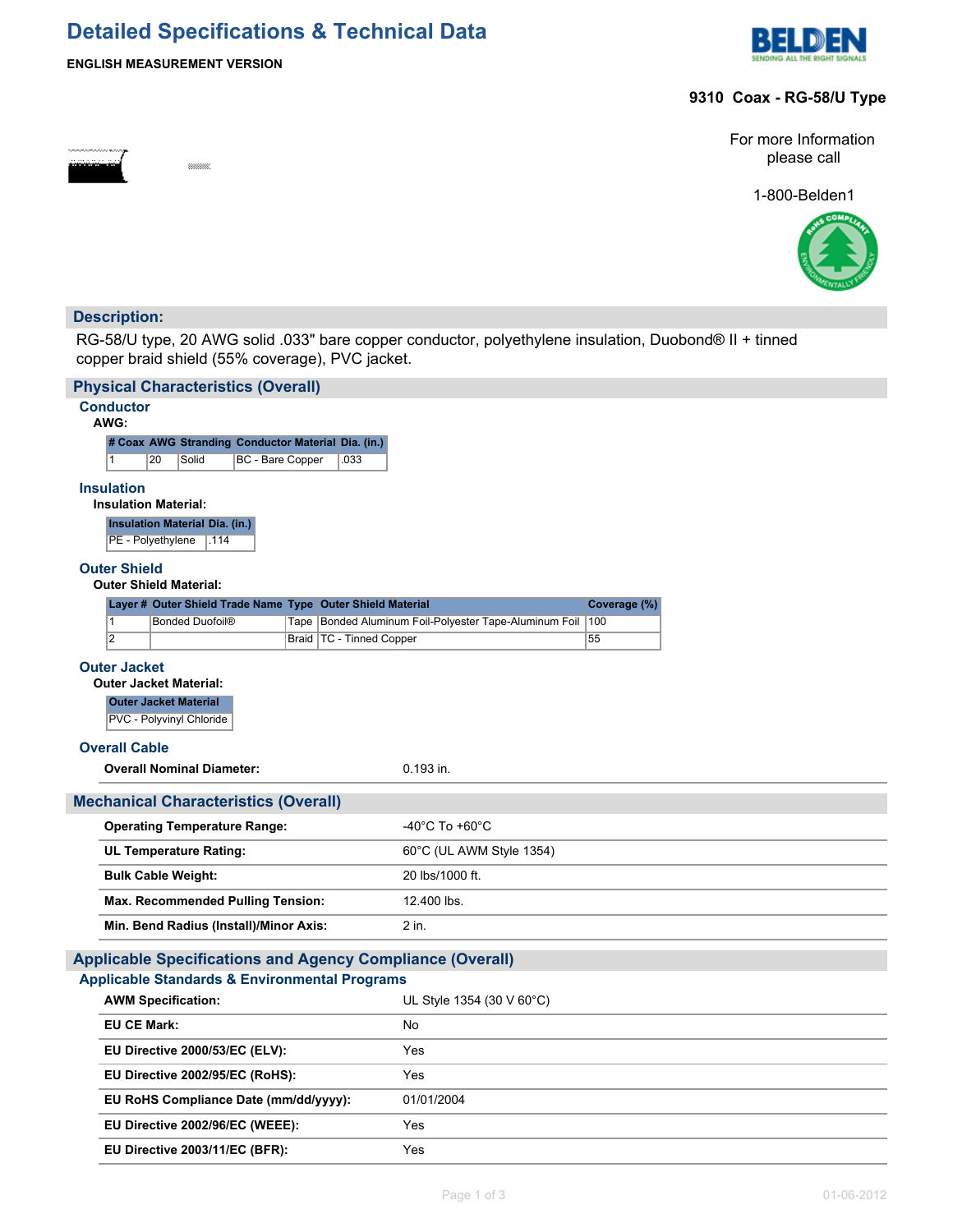# Detailed Specifications & Technical Data

**ENGLISH MEASUREMENT VERSION**

**9310 Coax - RG-58/U Type**

For more Information please call

1-800-Belden1

## Description:

RG-58/U type, 20 AWG solid .033" bare copper conductor, polyethylene insulation, Duobond® II + tinned copper braid shield (55% coverage), PVC jacket.

## Physical Characteristics (Overall)

### Conductor

**AWG:**

| # Coax | AWG | Stranding | Conductor Material | Dia. (in.) |
|---|---|---|---|---|
| 1 | 20 | Solid | BC - Bare Copper | .033 |

### Insulation

**Insulation Material:**

| Insulation Material | Dia. (in.) |
|---|---|
| PE - Polyethylene | .114 |

### Outer Shield

**Outer Shield Material:**

| Layer # | Outer Shield Trade Name | Type | Outer Shield Material | Coverage (%) |
|---|---|---|---|---|
| 1 | Bonded Duofoil® | Tape | Bonded Aluminum Foil-Polyester Tape-Aluminum Foil | 100 |
| 2 | | Braid | TC - Tinned Copper | 55 |

### Outer Jacket

**Outer Jacket Material:**

| Outer Jacket Material |
|---|
| PVC - Polyvinyl Chloride |

### Overall Cable

| | |
|---|---|
| **Overall Nominal Diameter:** | 0.193 in. |

## Mechanical Characteristics (Overall)

| | |
|---|---|
| **Operating Temperature Range:** | -40°C To +60°C |
| **UL Temperature Rating:** | 60°C (UL AWM Style 1354) |
| **Bulk Cable Weight:** | 20 lbs/1000 ft. |
| **Max. Recommended Pulling Tension:** | 12.400 lbs. |
| **Min. Bend Radius (Install)/Minor Axis:** | 2 in. |

## Applicable Specifications and Agency Compliance (Overall)

### Applicable Standards & Environmental Programs

| | |
|---|---|
| **AWM Specification:** | UL Style 1354 (30 V 60°C) |
| **EU CE Mark:** | No |
| **EU Directive 2000/53/EC (ELV):** | Yes |
| **EU Directive 2002/95/EC (RoHS):** | Yes |
| **EU RoHS Compliance Date (mm/dd/yyyy):** | 01/01/2004 |
| **EU Directive 2002/96/EC (WEEE):** | Yes |
| **EU Directive 2003/11/EC (BFR):** | Yes |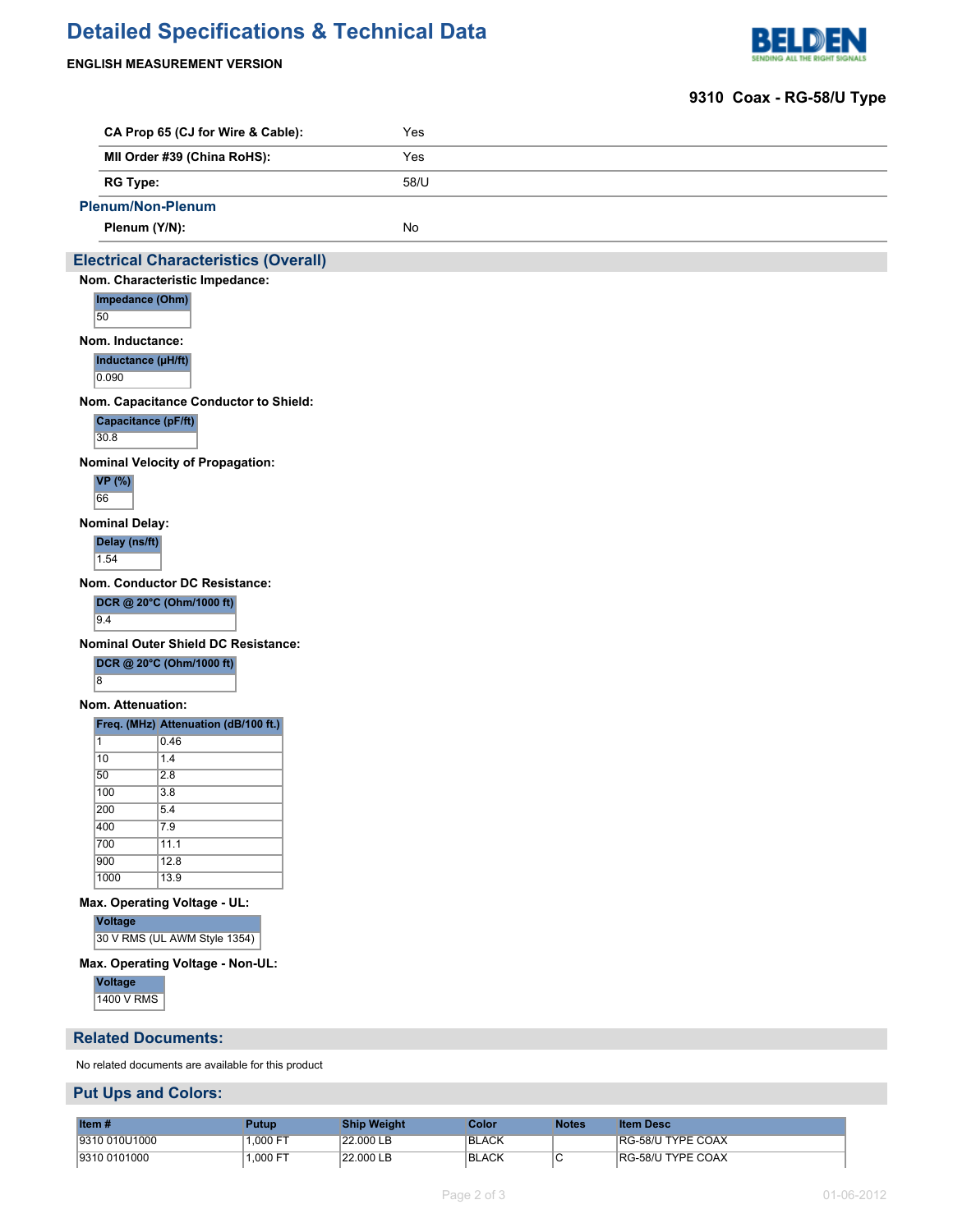# Detailed Specifications & Technical Data

**ENGLISH MEASUREMENT VERSION**

**9310 Coax - RG-58/U Type**

| | |
|---|---|
| **CA Prop 65 (CJ for Wire & Cable):** | Yes |
| **MII Order #39 (China RoHS):** | Yes |
| **RG Type:** | 58/U |

### Plenum/Non-Plenum

| | |
|---|---|
| **Plenum (Y/N):** | No |

## Electrical Characteristics (Overall)

**Nom. Characteristic Impedance:**

| Impedance (Ohm) |
|---|
| 50 |

**Nom. Inductance:**

| Inductance (µH/ft) |
|---|
| 0.090 |

**Nom. Capacitance Conductor to Shield:**

| Capacitance (pF/ft) |
|---|
| 30.8 |

**Nominal Velocity of Propagation:**

| VP (%) |
|---|
| 66 |

**Nominal Delay:**

| Delay (ns/ft) |
|---|
| 1.54 |

**Nom. Conductor DC Resistance:**

| DCR @ 20°C (Ohm/1000 ft) |
|---|
| 9.4 |

**Nominal Outer Shield DC Resistance:**

| DCR @ 20°C (Ohm/1000 ft) |
|---|
| 8 |

**Nom. Attenuation:**

| Freq. (MHz) | Attenuation (dB/100 ft.) |
|---|---|
| 1 | 0.46 |
| 10 | 1.4 |
| 50 | 2.8 |
| 100 | 3.8 |
| 200 | 5.4 |
| 400 | 7.9 |
| 700 | 11.1 |
| 900 | 12.8 |
| 1000 | 13.9 |

**Max. Operating Voltage - UL:**

| Voltage |
|---|
| 30 V RMS (UL AWM Style 1354) |

**Max. Operating Voltage - Non-UL:**

| Voltage |
|---|
| 1400 V RMS |

## Related Documents:

No related documents are available for this product

## Put Ups and Colors:

| Item # | Putup | Ship Weight | Color | Notes | Item Desc |
|---|---|---|---|---|---|
| 9310 010U1000 | 1,000 FT | 22.000 LB | BLACK | | RG-58/U TYPE COAX |
| 9310 0101000 | 1,000 FT | 22.000 LB | BLACK | C | RG-58/U TYPE COAX |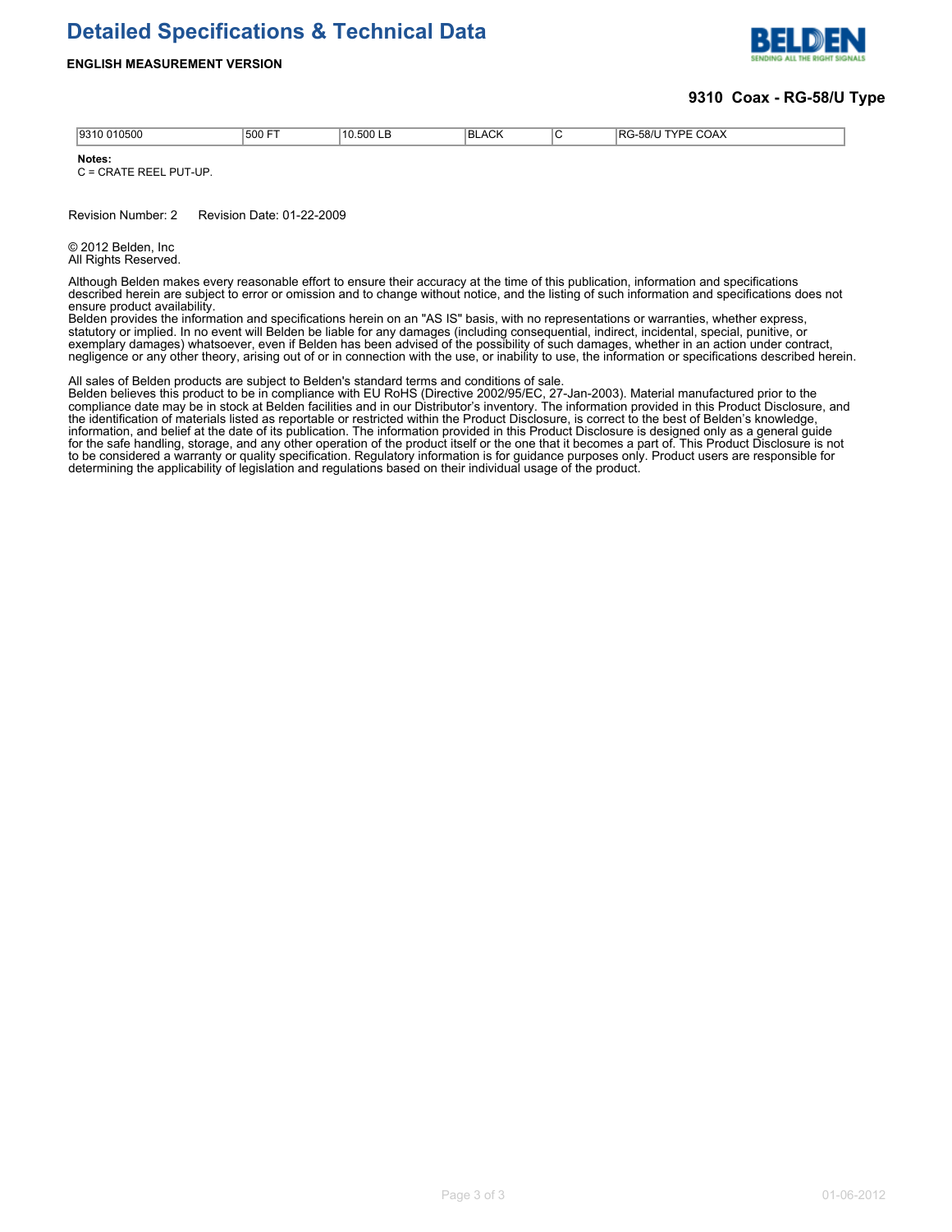# Detailed Specifications & Technical Data

**ENGLISH MEASUREMENT VERSION**

### 9310 Coax - RG-58/U Type

| | | | | | |
|---|---|---|---|---|---|
| 9310 010500 | 500 FT | 10.500 LB | BLACK | C | RG-58/U TYPE COAX |

**Notes:**
C = CRATE REEL PUT-UP.

Revision Number: 2    Revision Date: 01-22-2009

© 2012 Belden, Inc
All Rights Reserved.

Although Belden makes every reasonable effort to ensure their accuracy at the time of this publication, information and specifications described herein are subject to error or omission and to change without notice, and the listing of such information and specifications does not ensure product availability.
Belden provides the information and specifications herein on an "AS IS" basis, with no representations or warranties, whether express, statutory or implied. In no event will Belden be liable for any damages (including consequential, indirect, incidental, special, punitive, or exemplary damages) whatsoever, even if Belden has been advised of the possibility of such damages, whether in an action under contract, negligence or any other theory, arising out of or in connection with the use, or inability to use, the information or specifications described herein.

All sales of Belden products are subject to Belden's standard terms and conditions of sale.
Belden believes this product to be in compliance with EU RoHS (Directive 2002/95/EC, 27-Jan-2003). Material manufactured prior to the compliance date may be in stock at Belden facilities and in our Distributor's inventory. The information provided in this Product Disclosure, and the identification of materials listed as reportable or restricted within the Product Disclosure, is correct to the best of Belden's knowledge, information, and belief at the date of its publication. The information provided in this Product Disclosure is designed only as a general guide for the safe handling, storage, and any other operation of the product itself or the one that it becomes a part of. This Product Disclosure is not to be considered a warranty or quality specification. Regulatory information is for guidance purposes only. Product users are responsible for determining the applicability of legislation and regulations based on their individual usage of the product.